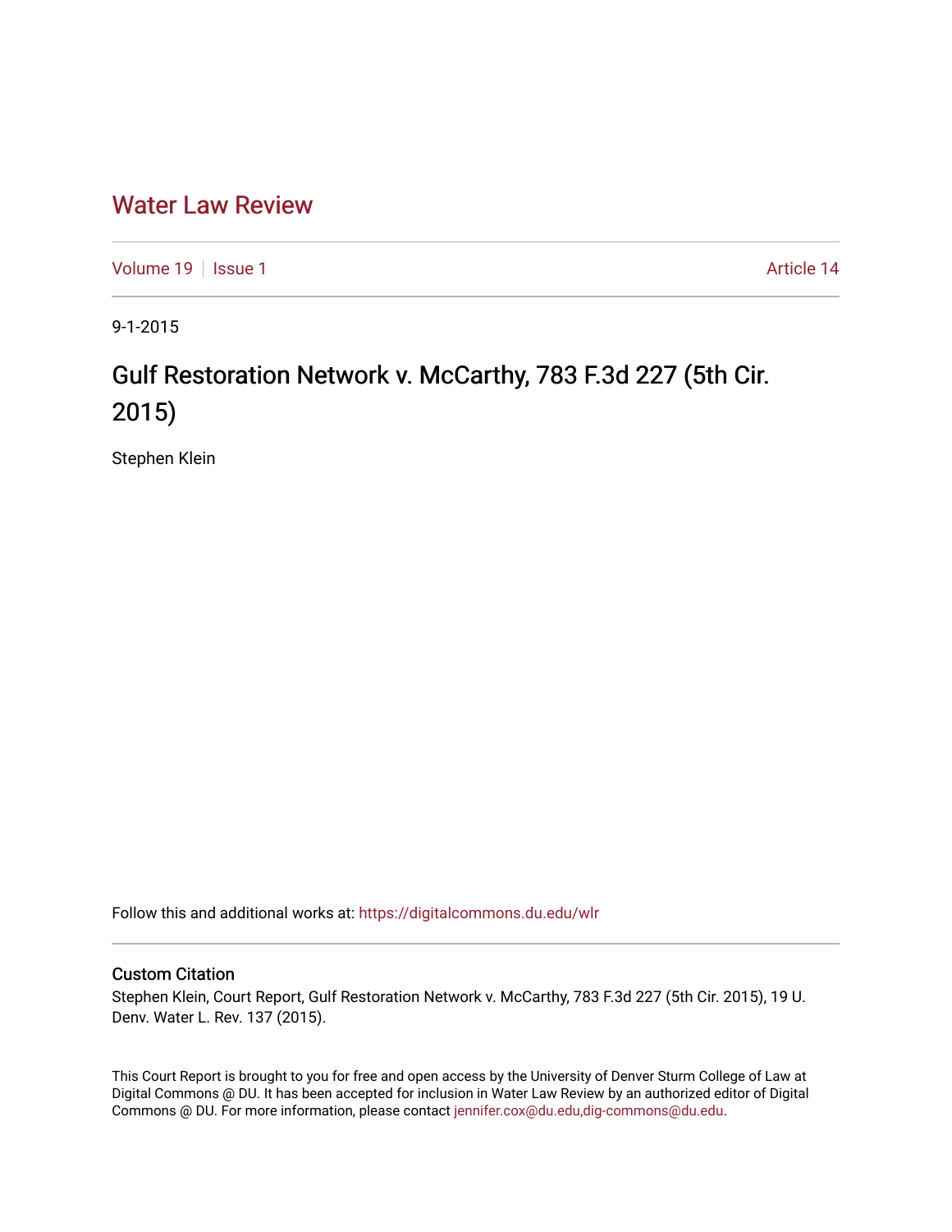# Water Law Review

Volume 19 | Issue 1 | Article 14

9-1-2015

## Gulf Restoration Network v. McCarthy, 783 F.3d 227 (5th Cir. 2015)

Stephen Klein

Follow this and additional works at: https://digitalcommons.du.edu/wlr

### Custom Citation

Stephen Klein, Court Report, Gulf Restoration Network v. McCarthy, 783 F.3d 227 (5th Cir. 2015), 19 U. Denv. Water L. Rev. 137 (2015).

This Court Report is brought to you for free and open access by the University of Denver Sturm College of Law at Digital Commons @ DU. It has been accepted for inclusion in Water Law Review by an authorized editor of Digital Commons @ DU. For more information, please contact jennifer.cox@du.edu,dig-commons@du.edu.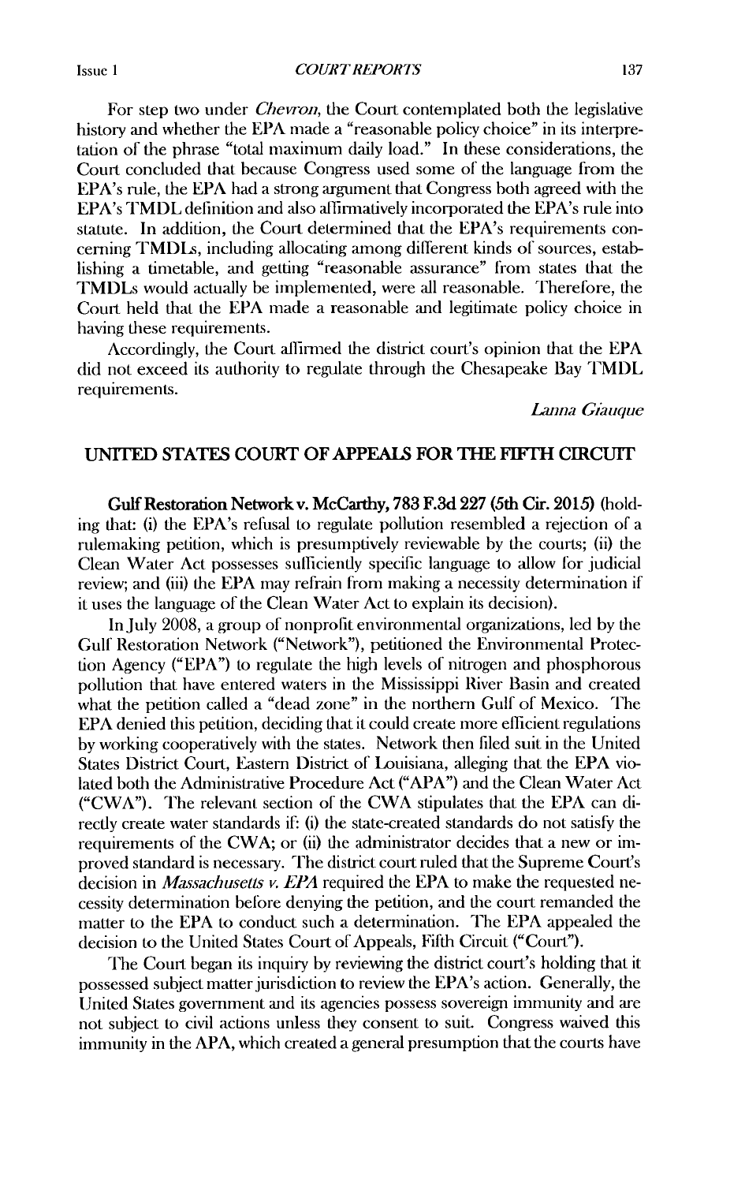For step two under *Chevron*, the Court contemplated both the legislative history and whether the EPA made a "reasonable policy choice" in its interpretation of the phrase "total maximum daily load." In these considerations, the Court concluded that because Congress used some of the language from the EPA's rule, the EPA had a strong argument that Congress both agreed with the EPA's TMDL definition and also affirmatively incorporated the EPA's rule into statute. In addition, the Court determined that the EPA's requirements concerning TMDLs, including allocating among different kinds of sources, establishing a timetable, and getting "reasonable assurance" from states that the TMDLs would actually be implemented, were all reasonable. Therefore, the Court held that the EPA made a reasonable and legitimate policy choice in having these requirements.

Accordingly, the Court affirmed the district court's opinion that the EPA did not exceed its authority to regulate through the Chesapeake Bay TMDL requirements.

*Lanna Giauque*

## UNITED STATES COURT OF APPEALS FOR THE FIFTH CIRCUIT

**Gulf Restoration Network v. McCarthy, 783 F.3d 227 (5th Cir. 2015)** (holding that: (i) the EPA's refusal to regulate pollution resembled a rejection of a rulemaking petition, which is presumptively reviewable by the courts; (ii) the Clean Water Act possesses sufficiently specific language to allow for judicial review; and (iii) the EPA may refrain from making a necessity determination if it uses the language of the Clean Water Act to explain its decision).

In July 2008, a group of nonprofit environmental organizations, led by the Gulf Restoration Network ("Network"), petitioned the Environmental Protection Agency ("EPA") to regulate the high levels of nitrogen and phosphorous pollution that have entered waters in the Mississippi River Basin and created what the petition called a "dead zone" in the northern Gulf of Mexico. The EPA denied this petition, deciding that it could create more efficient regulations by working cooperatively with the states. Network then filed suit in the United States District Court, Eastern District of Louisiana, alleging that the EPA violated both the Administrative Procedure Act ("APA") and the Clean Water Act ("CWA"). The relevant section of the CWA stipulates that the EPA can directly create water standards if: (i) the state-created standards do not satisfy the requirements of the CWA; or (ii) the administrator decides that a new or improved standard is necessary. The district court ruled that the Supreme Court's decision in *Massachusetts v. EPA* required the EPA to make the requested necessity determination before denying the petition, and the court remanded the matter to the EPA to conduct such a determination. The EPA appealed the decision to the United States Court of Appeals, Fifth Circuit ("Court").

The Court began its inquiry by reviewing the district court's holding that it possessed subject matter jurisdiction to review the EPA's action. Generally, the United States government and its agencies possess sovereign immunity and are not subject to civil actions unless they consent to suit. Congress waived this immunity in the APA, which created a general presumption that the courts have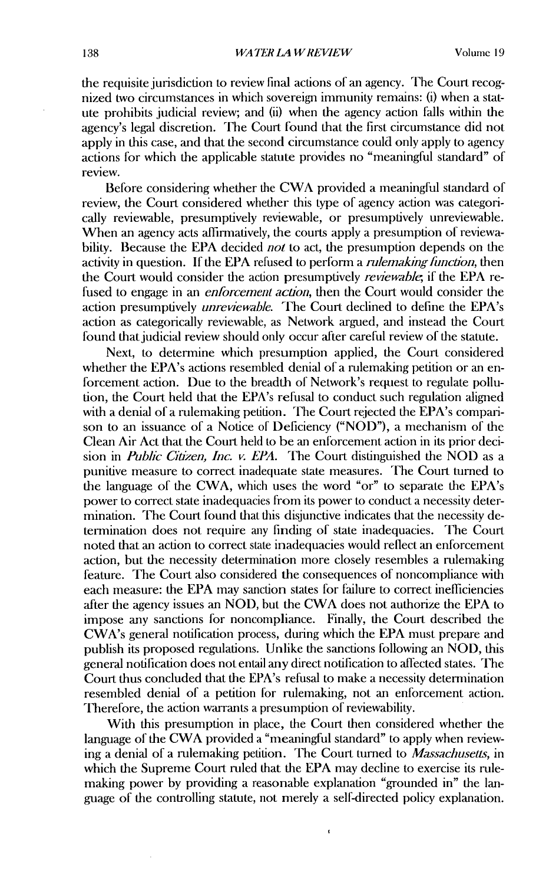the requisite jurisdiction to review final actions of an agency. The Court recognized two circumstances in which sovereign immunity remains: (i) when a statute prohibits judicial review; and (ii) when the agency action falls within the agency's legal discretion. The Court found that the first circumstance did not apply in this case, and that the second circumstance could only apply to agency actions for which the applicable statute provides no "meaningful standard" of review.

Before considering whether the CWA provided a meaningful standard of review, the Court considered whether this type of agency action was categorically reviewable, presumptively reviewable, or presumptively unreviewable. When an agency acts affirmatively, the courts apply a presumption of reviewability. Because the EPA decided *not* to act, the presumption depends on the activity in question. If the EPA refused to perform a *rulemaking function*, then the Court would consider the action presumptively *reviewable*; if the EPA refused to engage in an *enforcement action*, then the Court would consider the action presumptively *unreviewable*. The Court declined to define the EPA's action as categorically reviewable, as Network argued, and instead the Court found that judicial review should only occur after careful review of the statute.

Next, to determine which presumption applied, the Court considered whether the EPA's actions resembled denial of a rulemaking petition or an enforcement action. Due to the breadth of Network's request to regulate pollution, the Court held that the EPA's refusal to conduct such regulation aligned with a denial of a rulemaking petition. The Court rejected the EPA's comparison to an issuance of a Notice of Deficiency ("NOD"), a mechanism of the Clean Air Act that the Court held to be an enforcement action in its prior decision in *Public Citizen, Inc. v. EPA*. The Court distinguished the NOD as a punitive measure to correct inadequate state measures. The Court turned to the language of the CWA, which uses the word "or" to separate the EPA's power to correct state inadequacies from its power to conduct a necessity determination. The Court found that this disjunctive indicates that the necessity determination does not require any finding of state inadequacies. The Court noted that an action to correct state inadequacies would reflect an enforcement action, but the necessity determination more closely resembles a rulemaking feature. The Court also considered the consequences of noncompliance with each measure: the EPA may sanction states for failure to correct inefficiencies after the agency issues an NOD, but the CWA does not authorize the EPA to impose any sanctions for noncompliance. Finally, the Court described the CWA's general notification process, during which the EPA must prepare and publish its proposed regulations. Unlike the sanctions following an NOD, this general notification does not entail any direct notification to affected states. The Court thus concluded that the EPA's refusal to make a necessity determination resembled denial of a petition for rulemaking, not an enforcement action. Therefore, the action warrants a presumption of reviewability.

With this presumption in place, the Court then considered whether the language of the CWA provided a "meaningful standard" to apply when reviewing a denial of a rulemaking petition. The Court turned to *Massachusetts*, in which the Supreme Court ruled that the EPA may decline to exercise its rulemaking power by providing a reasonable explanation "grounded in" the language of the controlling statute, not merely a self-directed policy explanation.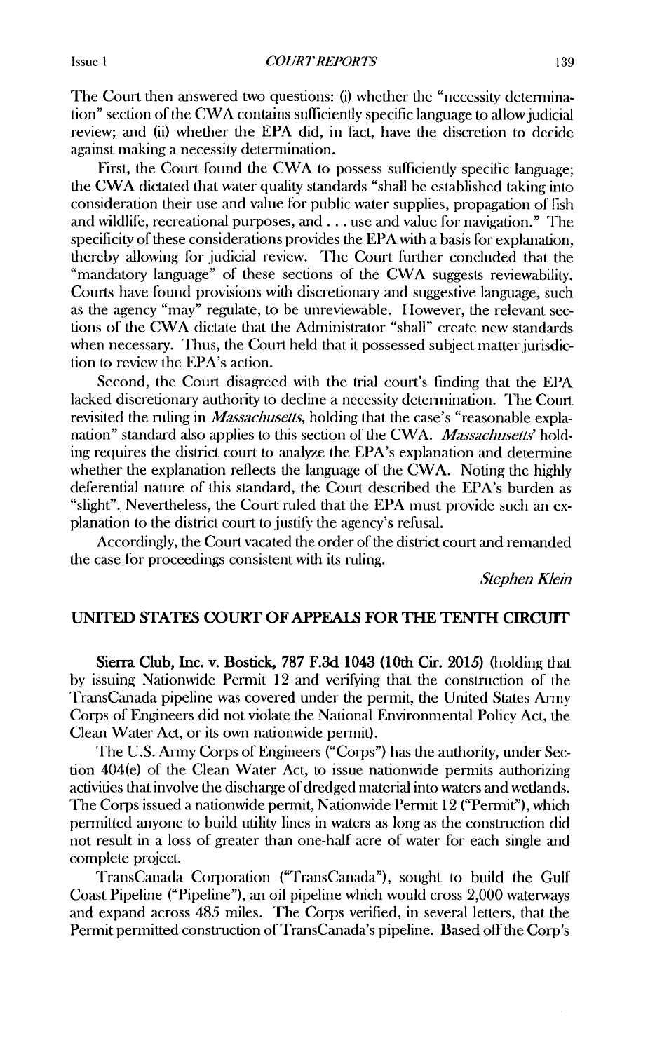The Court then answered two questions: (i) whether the "necessity determination" section of the CWA contains sufficiently specific language to allow judicial review; and (ii) whether the EPA did, in fact, have the discretion to decide against making a necessity determination.

First, the Court found the CWA to possess sufficiently specific language; the CWA dictated that water quality standards "shall be established taking into consideration their use and value for public water supplies, propagation of fish and wildlife, recreational purposes, and . . . use and value for navigation." The specificity of these considerations provides the EPA with a basis for explanation, thereby allowing for judicial review. The Court further concluded that the "mandatory language" of these sections of the CWA suggests reviewability. Courts have found provisions with discretionary and suggestive language, such as the agency "may" regulate, to be unreviewable. However, the relevant sections of the CWA dictate that the Administrator "shall" create new standards when necessary. Thus, the Court held that it possessed subject matter jurisdiction to review the EPA's action.

Second, the Court disagreed with the trial court's finding that the EPA lacked discretionary authority to decline a necessity determination. The Court revisited the ruling in *Massachusetts*, holding that the case's "reasonable explanation" standard also applies to this section of the CWA. *Massachusetts*' holding requires the district court to analyze the EPA's explanation and determine whether the explanation reflects the language of the CWA. Noting the highly deferential nature of this standard, the Court described the EPA's burden as "slight". Nevertheless, the Court ruled that the EPA must provide such an explanation to the district court to justify the agency's refusal.

Accordingly, the Court vacated the order of the district court and remanded the case for proceedings consistent with its ruling.

*Stephen Klein*

## UNITED STATES COURT OF APPEALS FOR THE TENTH CIRCUIT

**Sierra Club, Inc. v. Bostick, 787 F.3d 1043 (10th Cir. 2015)** (holding that by issuing Nationwide Permit 12 and verifying that the construction of the TransCanada pipeline was covered under the permit, the United States Army Corps of Engineers did not violate the National Environmental Policy Act, the Clean Water Act, or its own nationwide permit).

The U.S. Army Corps of Engineers ("Corps") has the authority, under Section 404(e) of the Clean Water Act, to issue nationwide permits authorizing activities that involve the discharge of dredged material into waters and wetlands. The Corps issued a nationwide permit, Nationwide Permit 12 ("Permit"), which permitted anyone to build utility lines in waters as long as the construction did not result in a loss of greater than one-half acre of water for each single and complete project.

TransCanada Corporation ("TransCanada"), sought to build the Gulf Coast Pipeline ("Pipeline"), an oil pipeline which would cross 2,000 waterways and expand across 485 miles. The Corps verified, in several letters, that the Permit permitted construction of TransCanada's pipeline. Based off the Corp's